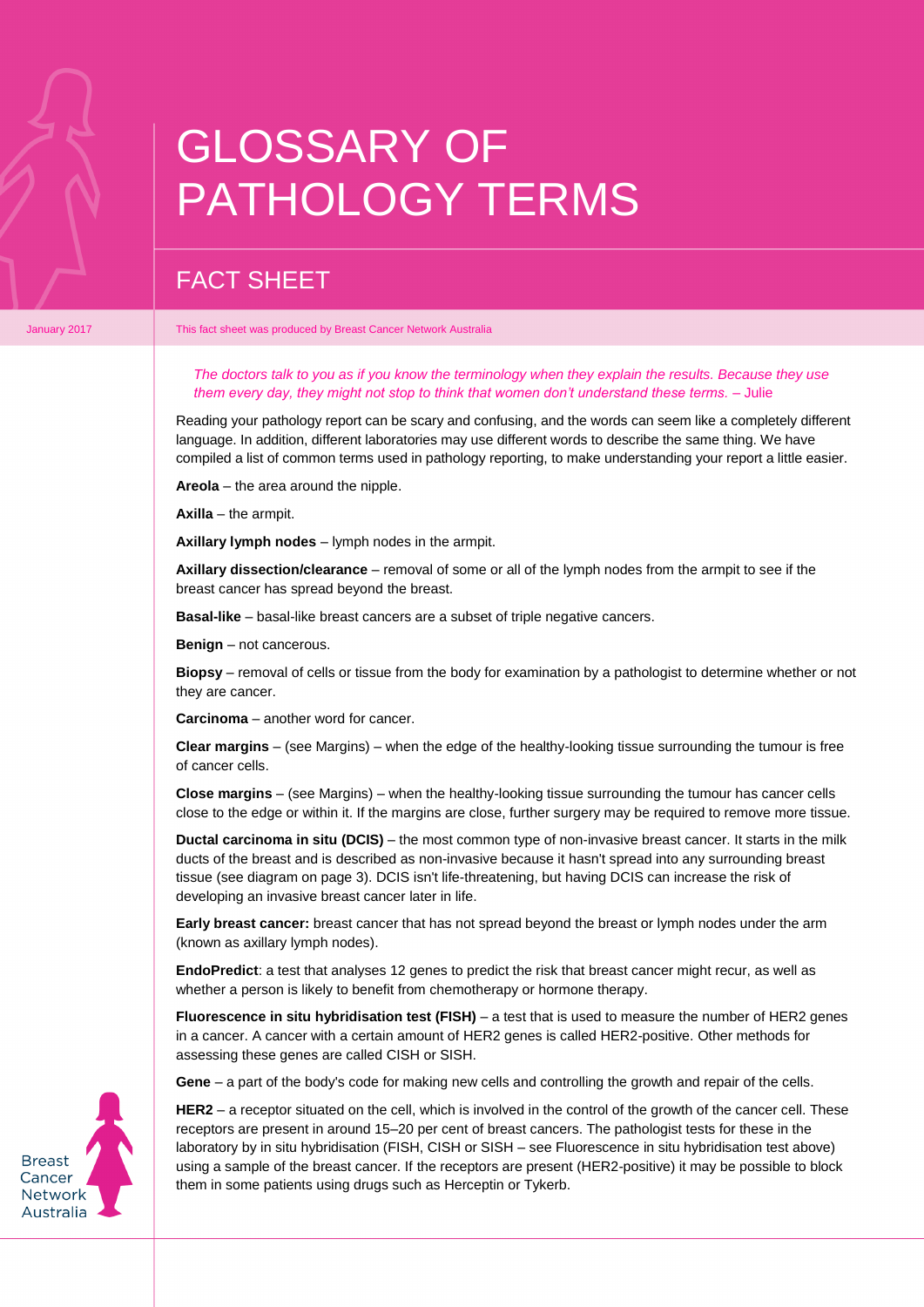# GLOSSARY OF PATHOLOGY TERMS

## FACT SHEET

January 2017

This fact sheet was produced by Breast Cancer Network Australia

*The doctors talk to you as if you know the terminology when they explain the results. Because they use them every day, they might not stop to think that women don't understand these terms. – Julie*

Reading your pathology report can be scary and confusing, and the words can seem like a completely different language. In addition, different laboratories may use different words to describe the same thing. We have compiled a list of common terms used in pathology reporting, to make understanding your report a little easier.

**Areola** – the area around the nipple.

**Axilla** – the armpit.

**Axillary lymph nodes** – lymph nodes in the armpit.

**Axillary dissection/clearance** – removal of some or all of the lymph nodes from the armpit to see if the breast cancer has spread beyond the breast.

**Basal-like** – basal-like breast cancers are a subset of triple negative cancers.

**Benign** – not cancerous.

**Biopsy** – removal of cells or tissue from the body for examination by a pathologist to determine whether or not they are cancer.

**Carcinoma** – another word for cancer.

**Clear margins** – (see Margins) – when the edge of the healthy-looking tissue surrounding the tumour is free of cancer cells.

**Close margins** – (see Margins) – when the healthy-looking tissue surrounding the tumour has cancer cells close to the edge or within it. If the margins are close, further surgery may be required to remove more tissue.

**Ductal carcinoma in situ (DCIS)** – the most common type of non-invasive breast cancer. It starts in the milk ducts of the breast and is described as non-invasive because it hasn't spread into any surrounding breast tissue (see diagram on page 3). DCIS isn't life-threatening, but having DCIS can increase the risk of developing an invasive breast cancer later in life.

**Early breast cancer:** breast cancer that has not spread beyond the breast or lymph nodes under the arm (known as axillary lymph nodes).

**EndoPredict**: a test that analyses 12 genes to predict the risk that breast cancer might recur, as well as whether a person is likely to benefit from chemotherapy or hormone therapy.

**Fluorescence in situ hybridisation test (FISH)** – a test that is used to measure the number of HER2 genes in a cancer. A cancer with a certain amount of HER2 genes is called HER2-positive. Other methods for assessing these genes are called CISH or SISH.

**Gene** – a part of the body's code for making new cells and controlling the growth and repair of the cells.

**HER2** – a receptor situated on the cell, which is involved in the control of the growth of the cancer cell. These receptors are present in around 15–20 per cent of breast cancers. The pathologist tests for these in the laboratory by in situ hybridisation (FISH, CISH or SISH – see Fluorescence in situ hybridisation test above) using a sample of the breast cancer. If the receptors are present (HER2-positive) it may be possible to block them in some patients using drugs such as Herceptin or Tykerb.

Breast Cancer Network Australia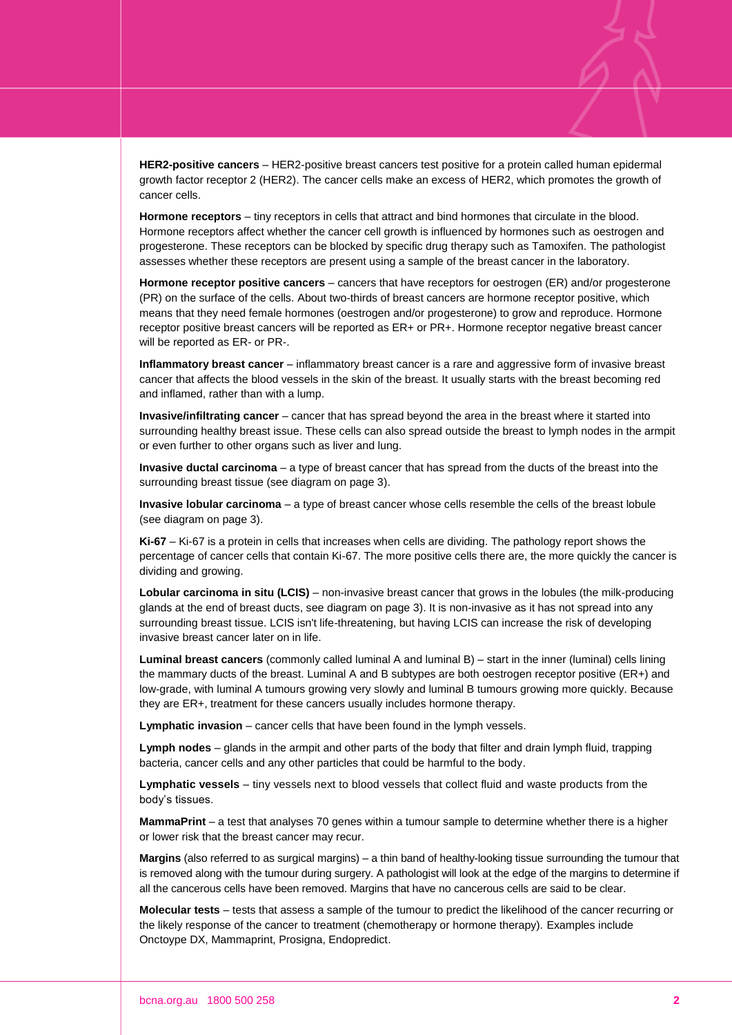**HER2-positive cancers** – HER2-positive breast cancers test positive for a protein called human epidermal growth factor receptor 2 (HER2). The cancer cells make an excess of HER2, which promotes the growth of cancer cells.

**Hormone receptors** – tiny receptors in cells that attract and bind hormones that circulate in the blood. Hormone receptors affect whether the cancer cell growth is influenced by hormones such as oestrogen and progesterone. These receptors can be blocked by specific drug therapy such as Tamoxifen. The pathologist assesses whether these receptors are present using a sample of the breast cancer in the laboratory.

**Hormone receptor positive cancers** – cancers that have receptors for oestrogen (ER) and/or progesterone (PR) on the surface of the cells. About two-thirds of breast cancers are hormone receptor positive, which means that they need female hormones (oestrogen and/or progesterone) to grow and reproduce. Hormone receptor positive breast cancers will be reported as ER+ or PR+. Hormone receptor negative breast cancer will be reported as ER- or PR-.

**Inflammatory breast cancer** – inflammatory breast cancer is a rare and aggressive form of invasive breast cancer that affects the blood vessels in the skin of the breast. It usually starts with the breast becoming red and inflamed, rather than with a lump.

**Invasive/infiltrating cancer** – cancer that has spread beyond the area in the breast where it started into surrounding healthy breast issue. These cells can also spread outside the breast to lymph nodes in the armpit or even further to other organs such as liver and lung.

**Invasive ductal carcinoma** – a type of breast cancer that has spread from the ducts of the breast into the surrounding breast tissue (see diagram on page 3).

**Invasive lobular carcinoma** – a type of breast cancer whose cells resemble the cells of the breast lobule (see diagram on page 3).

**Ki-67** – Ki-67 is a protein in cells that increases when cells are dividing. The pathology report shows the percentage of cancer cells that contain Ki-67. The more positive cells there are, the more quickly the cancer is dividing and growing.

**Lobular carcinoma in situ (LCIS)** – non-invasive breast cancer that grows in the lobules (the milk-producing glands at the end of breast ducts, see diagram on page 3). It is non-invasive as it has not spread into any surrounding breast tissue. LCIS isn't life-threatening, but having LCIS can increase the risk of developing invasive breast cancer later on in life.

**Luminal breast cancers** (commonly called luminal A and luminal B) – start in the inner (luminal) cells lining the mammary ducts of the breast. Luminal A and B subtypes are both oestrogen receptor positive (ER+) and low-grade, with luminal A tumours growing very slowly and luminal B tumours growing more quickly. Because they are ER+, treatment for these cancers usually includes hormone therapy.

**Lymphatic invasion** – cancer cells that have been found in the lymph vessels.

**Lymph nodes** – glands in the armpit and other parts of the body that filter and drain lymph fluid, trapping bacteria, cancer cells and any other particles that could be harmful to the body.

**Lymphatic vessels** – tiny vessels next to blood vessels that collect fluid and waste products from the body's tissues.

**MammaPrint** – a test that analyses 70 genes within a tumour sample to determine whether there is a higher or lower risk that the breast cancer may recur.

**Margins** (also referred to as surgical margins) – a thin band of healthy-looking tissue surrounding the tumour that is removed along with the tumour during surgery. A pathologist will look at the edge of the margins to determine if all the cancerous cells have been removed. Margins that have no cancerous cells are said to be clear.

**Molecular tests** – tests that assess a sample of the tumour to predict the likelihood of the cancer recurring or the likely response of the cancer to treatment (chemotherapy or hormone therapy). Examples include Onctoype DX, Mammaprint, Prosigna, Endopredict.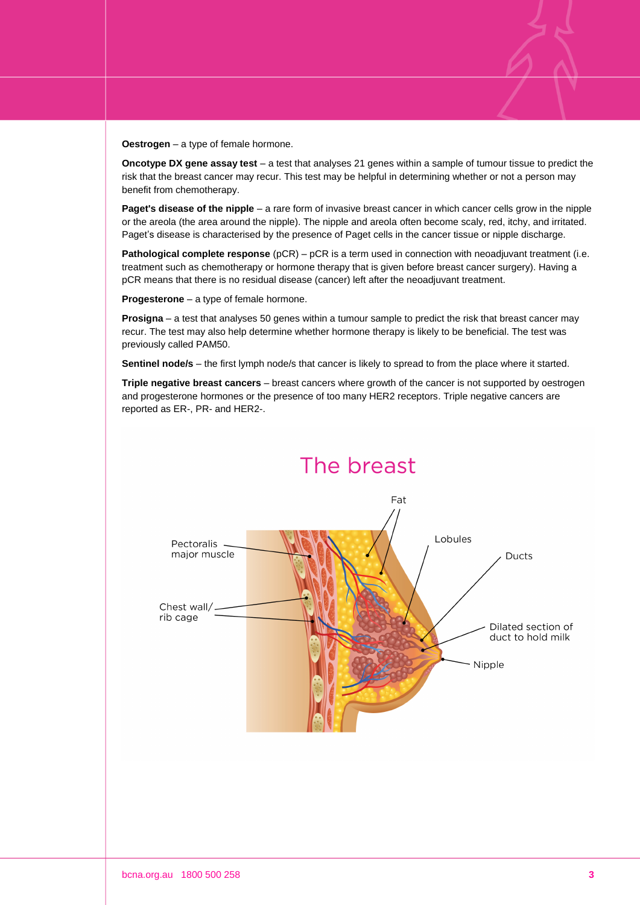**Oestrogen** – a type of female hormone.

**Oncotype DX gene assay test** – a test that analyses 21 genes within a sample of tumour tissue to predict the risk that the breast cancer may recur. This test may be helpful in determining whether or not a person may benefit from chemotherapy.

**Paget's disease of the nipple** – a rare form of invasive breast cancer in which cancer cells grow in the nipple or the areola (the area around the nipple). The nipple and areola often become scaly, red, itchy, and irritated. Paget's disease is characterised by the presence of Paget cells in the cancer tissue or nipple discharge.

**Pathological complete response** (pCR) – pCR is a term used in connection with neoadjuvant treatment (i.e. treatment such as chemotherapy or hormone therapy that is given before breast cancer surgery). Having a pCR means that there is no residual disease (cancer) left after the neoadjuvant treatment.

**Progesterone** – a type of female hormone.

**Prosigna** – a test that analyses 50 genes within a tumour sample to predict the risk that breast cancer may recur. The test may also help determine whether hormone therapy is likely to be beneficial. The test was previously called PAM50.

**Sentinel node/s** – the first lymph node/s that cancer is likely to spread to from the place where it started.

**Triple negative breast cancers** – breast cancers where growth of the cancer is not supported by oestrogen and progesterone hormones or the presence of too many HER2 receptors. Triple negative cancers are reported as ER-, PR- and HER2-.

## The breast

Fat

Lobules

Ducts

Pectoralis major muscle

Chest wall/ rib cage

Dilated section of duct to hold milk

Nipple